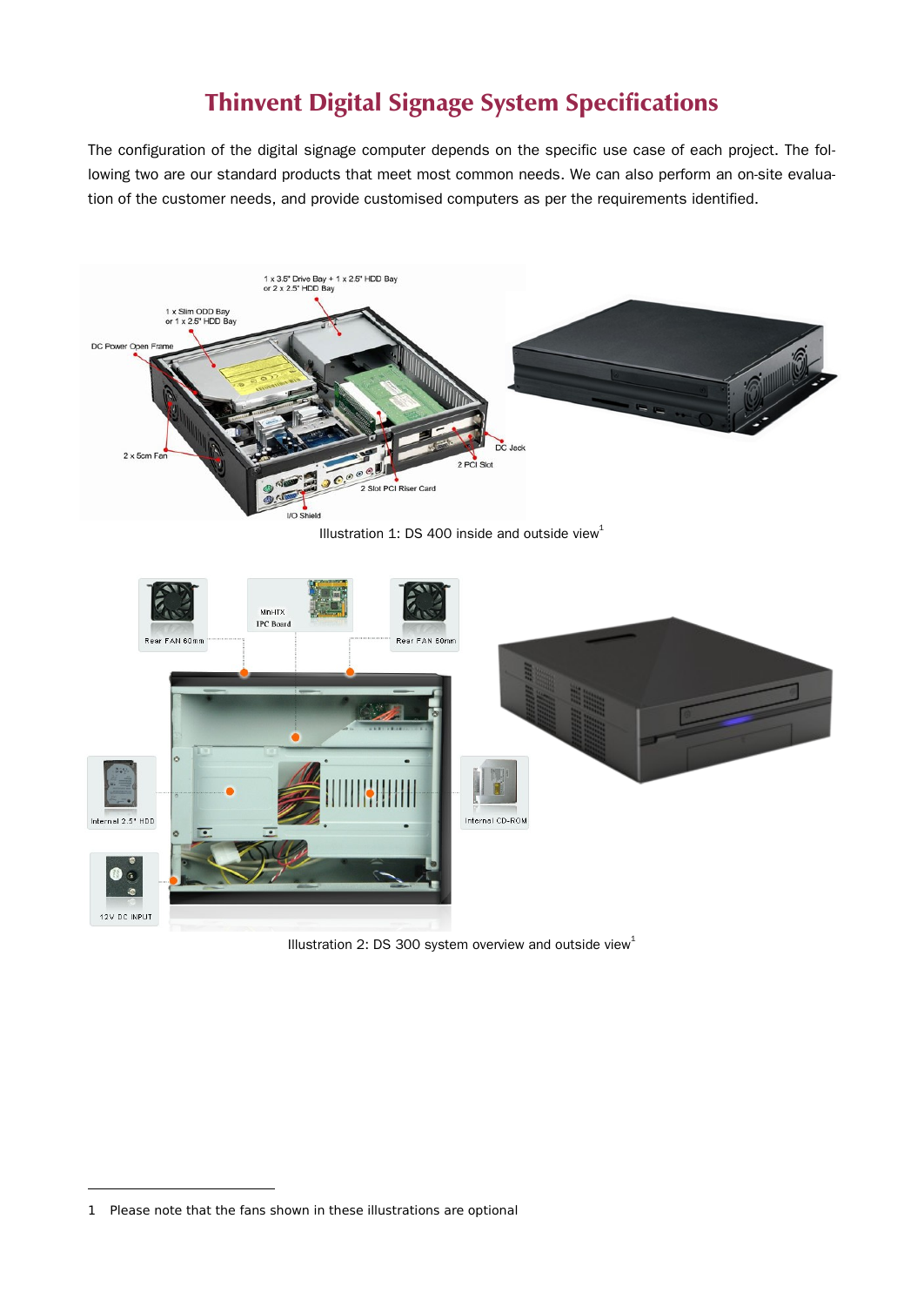# Thinvent Digital Signage System Specifications

The configuration of the digital signage computer depends on the specific use case of each project. The following two are our standard products that meet most common needs. We can also perform an on-site evaluation of the customer needs, and provide customised computers as per the requirements identified.

Illustration 1: DS 400 inside and outside view[1]

Illustration 2: DS 300 system overview and outside view[1]

---

1 Please note that the fans shown in these illustrations are optional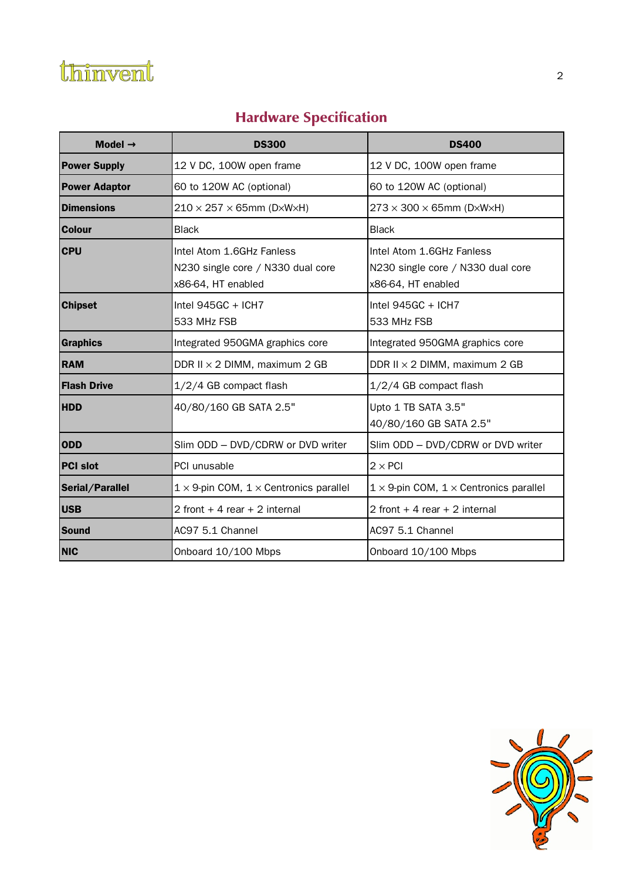## Hardware Specification

| Model → | DS300 | DS400 |
|---|---|---|
| **Power Supply** | 12 V DC, 100W open frame | 12 V DC, 100W open frame |
| **Power Adaptor** | 60 to 120W AC (optional) | 60 to 120W AC (optional) |
| **Dimensions** | 210 × 257 × 65mm (D×W×H) | 273 × 300 × 65mm (D×W×H) |
| **Colour** | Black | Black |
| **CPU** | Intel Atom 1.6GHz Fanless<br>N230 single core / N330 dual core<br>x86-64, HT enabled | Intel Atom 1.6GHz Fanless<br>N230 single core / N330 dual core<br>x86-64, HT enabled |
| **Chipset** | Intel 945GC + ICH7<br>533 MHz FSB | Intel 945GC + ICH7<br>533 MHz FSB |
| **Graphics** | Integrated 950GMA graphics core | Integrated 950GMA graphics core |
| **RAM** | DDR II × 2 DIMM, maximum 2 GB | DDR II × 2 DIMM, maximum 2 GB |
| **Flash Drive** | 1/2/4 GB compact flash | 1/2/4 GB compact flash |
| **HDD** | 40/80/160 GB SATA 2.5" | Upto 1 TB SATA 3.5"<br>40/80/160 GB SATA 2.5" |
| **ODD** | Slim ODD – DVD/CDRW or DVD writer | Slim ODD – DVD/CDRW or DVD writer |
| **PCI slot** | PCI unusable | 2 × PCI |
| **Serial/Parallel** | 1 × 9-pin COM, 1 × Centronics parallel | 1 × 9-pin COM, 1 × Centronics parallel |
| **USB** | 2 front + 4 rear + 2 internal | 2 front + 4 rear + 2 internal |
| **Sound** | AC97 5.1 Channel | AC97 5.1 Channel |
| **NIC** | Onboard 10/100 Mbps | Onboard 10/100 Mbps |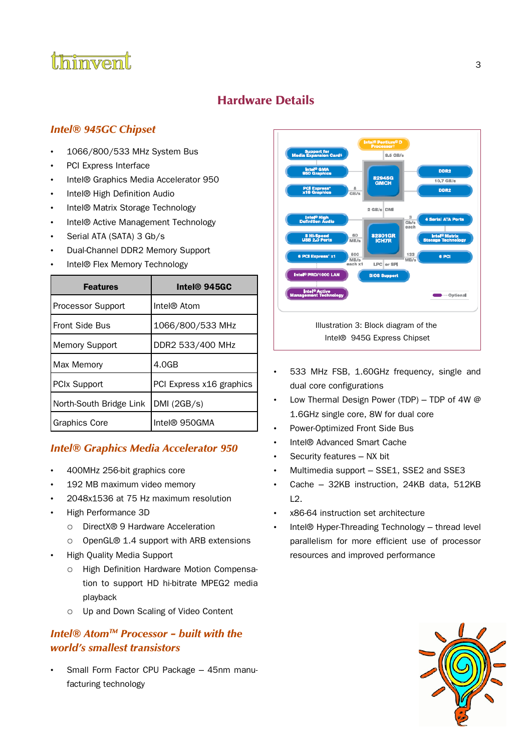## Hardware Details

### *Intel® 945GC Chipset*

- 1066/800/533 MHz System Bus
- PCI Express Interface
- Intel® Graphics Media Accelerator 950
- Intel® High Definition Audio
- Intel® Matrix Storage Technology
- Intel® Active Management Technology
- Serial ATA (SATA) 3 Gb/s
- Dual-Channel DDR2 Memory Support
- Intel® Flex Memory Technology

| Features | Intel® 945GC |
|---|---|
| Processor Support | Intel® Atom |
| Front Side Bus | 1066/800/533 MHz |
| Memory Support | DDR2 533/400 MHz |
| Max Memory | 4.0GB |
| PCIx Support | PCI Express x16 graphics |
| North-South Bridge Link | DMI (2GB/s) |
| Graphics Core | Intel® 950GMA |

Illustration 3: Block diagram of the Intel® 945G Express Chipset

### *Intel® Graphics Media Accelerator 950*

- 400MHz 256-bit graphics core
- 192 MB maximum video memory
- 2048x1536 at 75 Hz maximum resolution
- High Performance 3D
  - DirectX® 9 Hardware Acceleration
  - OpenGL® 1.4 support with ARB extensions
- High Quality Media Support
  - High Definition Hardware Motion Compensation to support HD hi-bitrate MPEG2 media playback
  - Up and Down Scaling of Video Content

### *Intel® Atom™ Processor – built with the world's smallest transistors*

- Small Form Factor CPU Package – 45nm manufacturing technology
- 533 MHz FSB, 1.60GHz frequency, single and dual core configurations
- Low Thermal Design Power (TDP) – TDP of 4W @ 1.6GHz single core, 8W for dual core
- Power-Optimized Front Side Bus
- Intel® Advanced Smart Cache
- Security features – NX bit
- Multimedia support – SSE1, SSE2 and SSE3
- Cache – 32KB instruction, 24KB data, 512KB L2.
- x86-64 instruction set architecture
- Intel® Hyper-Threading Technology – thread level parallelism for more efficient use of processor resources and improved performance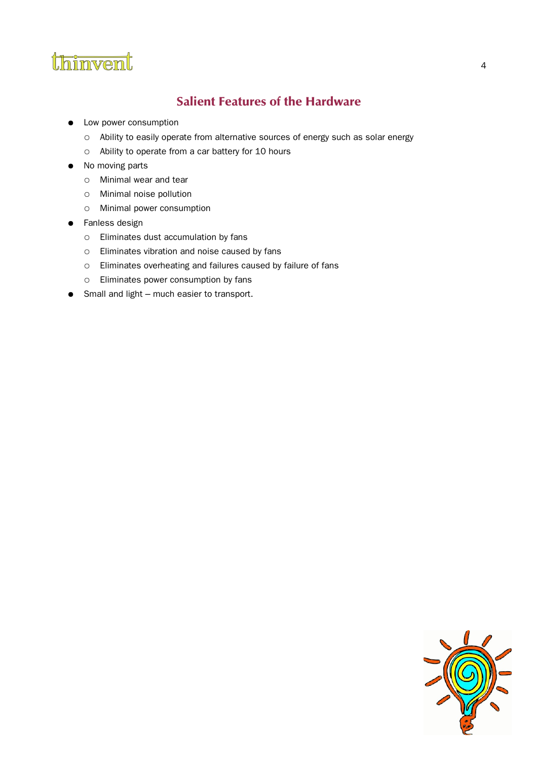## Salient Features of the Hardware

- Low power consumption
  - Ability to easily operate from alternative sources of energy such as solar energy
  - Ability to operate from a car battery for 10 hours
- No moving parts
  - Minimal wear and tear
  - Minimal noise pollution
  - Minimal power consumption
- Fanless design
  - Eliminates dust accumulation by fans
  - Eliminates vibration and noise caused by fans
  - Eliminates overheating and failures caused by failure of fans
  - Eliminates power consumption by fans
- Small and light – much easier to transport.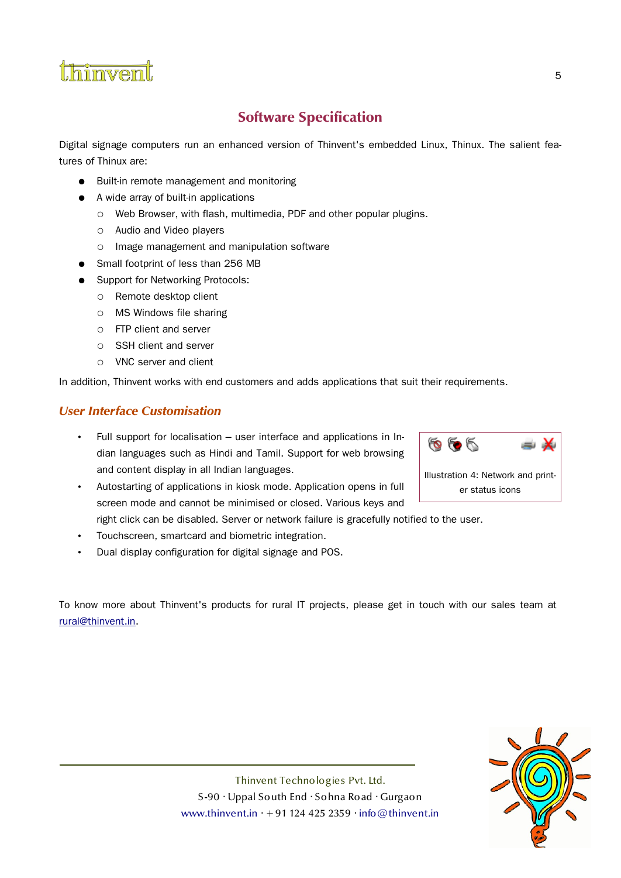## Software Specification

Digital signage computers run an enhanced version of Thinvent's embedded Linux, Thinux. The salient features of Thinux are:

- Built-in remote management and monitoring
- A wide array of built-in applications
  - Web Browser, with flash, multimedia, PDF and other popular plugins.
  - Audio and Video players
  - Image management and manipulation software
- Small footprint of less than 256 MB
- Support for Networking Protocols:
  - Remote desktop client
  - MS Windows file sharing
  - FTP client and server
  - SSH client and server
  - VNC server and client

In addition, Thinvent works with end customers and adds applications that suit their requirements.

### *User Interface Customisation*

- Full support for localisation – user interface and applications in Indian languages such as Hindi and Tamil. Support for web browsing and content display in all Indian languages.
- Autostarting of applications in kiosk mode. Application opens in full screen mode and cannot be minimised or closed. Various keys and right click can be disabled. Server or network failure is gracefully notified to the user.
- Touchscreen, smartcard and biometric integration.
- Dual display configuration for digital signage and POS.

Illustration 4: Network and printer status icons

To know more about Thinvent's products for rural IT projects, please get in touch with our sales team at rural@thinvent.in.

Thinvent Technologies Pvt. Ltd.
S-90 · Uppal South End · Sohna Road · Gurgaon
www.thinvent.in · +91 124 425 2359 · info@thinvent.in